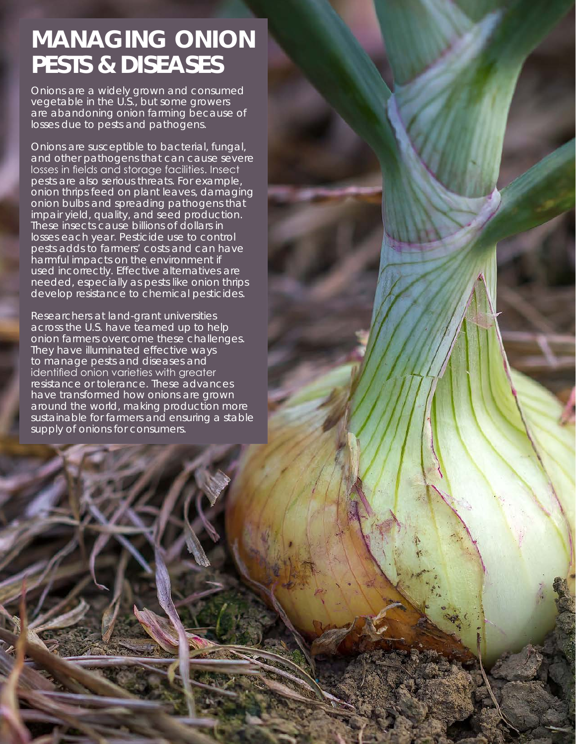# MANAGING ONION PESTS & DISEASES

Onions are a widely grown and consumed vegetable in the U.S., but some growers are abandoning onion farming because of losses due to pests and pathogens.

Onions are susceptible to bacterial, fungal, and other pathogens that can cause severe losses in fields and storage facilities. Insect pests are also serious threats. For example, onion thrips feed on plant leaves, damaging onion bulbs and spreading pathogens that impair yield, quality, and seed production. These insects cause billions of dollars in losses each year. Pesticide use to control pests adds to farmers' costs and can have harmful impacts on the environment if used incorrectly. Effective alternatives are needed, especially as pests like onion thrips develop resistance to chemical pesticides.

Researchers at land-grant universities across the U.S. have teamed up to help onion farmers overcome these challenges. They have illuminated effective ways to manage pests and diseases and identified onion varieties with greater resistance or tolerance. These advances have transformed how onions are grown around the world, making production more sustainable for farmers and ensuring a stable supply of onions for consumers.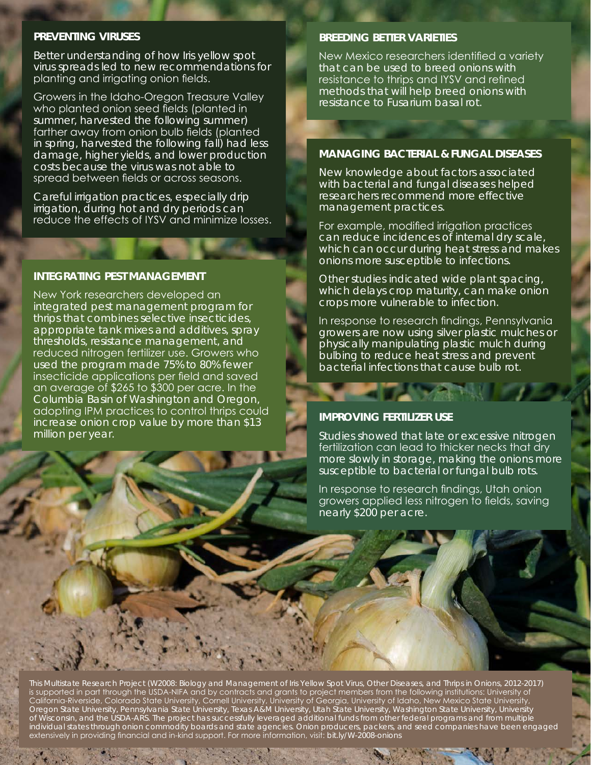## PREVENTING VIRUSES

Better understanding of how Iris yellow spot virus spreads led to new recommendations for planting and irrigating onion fields.

Growers in the Idaho-Oregon Treasure Valley who planted onion seed fields (planted in summer, harvested the following summer) farther away from onion bulb fields (planted in spring, harvested the following fall) had less damage, higher yields, and lower production costs because the virus was not able to spread between fields or across seasons.

Careful irrigation practices, especially drip irrigation, during hot and dry periods can reduce the effects of IYSV and minimize losses.

## INTEGRATING PEST MANAGEMENT

New York researchers developed an integrated pest management program for thrips that combines selective insecticides, appropriate tank mixes and additives, spray thresholds, resistance management, and reduced nitrogen fertilizer use. Growers who used the program made 75% to 80% fewer insecticide applications per field and saved an average of $265 to $300 per acre. In the Columbia Basin of Washington and Oregon, adopting IPM practices to control thrips could increase onion crop value by more than $13 million per year.

## BREEDING BETTER VARIETIES

New Mexico researchers identified a variety that can be used to breed onions with resistance to thrips and IYSV and refined methods that will help breed onions with resistance to Fusarium basal rot.

## MANAGING BACTERIAL & FUNGAL DISEASES

New knowledge about factors associated with bacterial and fungal diseases helped researchers recommend more effective management practices.

For example, modified irrigation practices can reduce incidences of internal dry scale, which can occur during heat stress and makes onions more susceptible to infections.

Other studies indicated wide plant spacing, which delays crop maturity, can make onion crops more vulnerable to infection.

In response to research findings, Pennsylvania growers are now using silver plastic mulches or physically manipulating plastic mulch during bulbing to reduce heat stress and prevent bacterial infections that cause bulb rot.

## IMPROVING FERTILIZER USE

Studies showed that late or excessive nitrogen fertilization can lead to thicker necks that dry more slowly in storage, making the onions more susceptible to bacterial or fungal bulb rots.

In response to research findings, Utah onion growers applied less nitrogen to fields, saving nearly $200 per acre.

This Multistate Research Project (W2008: Biology and Management of Iris Yellow Spot Virus, Other Diseases, and Thrips in Onions, 2012-2017) is supported in part through the USDA-NIFA and by contracts and grants to project members from the following institutions: University of California-Riverside, Colorado State University, Cornell University, University of Georgia, University of Idaho, New Mexico State University, Oregon State University, Pennsylvania State University, Texas A&M University, Utah State University, Washington State University, University of Wisconsin, and the USDA-ARS. The project has successfully leveraged additional funds from other federal programs and from multiple individual states through onion commodity boards and state agencies. Onion producers, packers, and seed companies have been engaged extensively in providing financial and in-kind support. For more information, visit: bit.ly/W-2008-onions